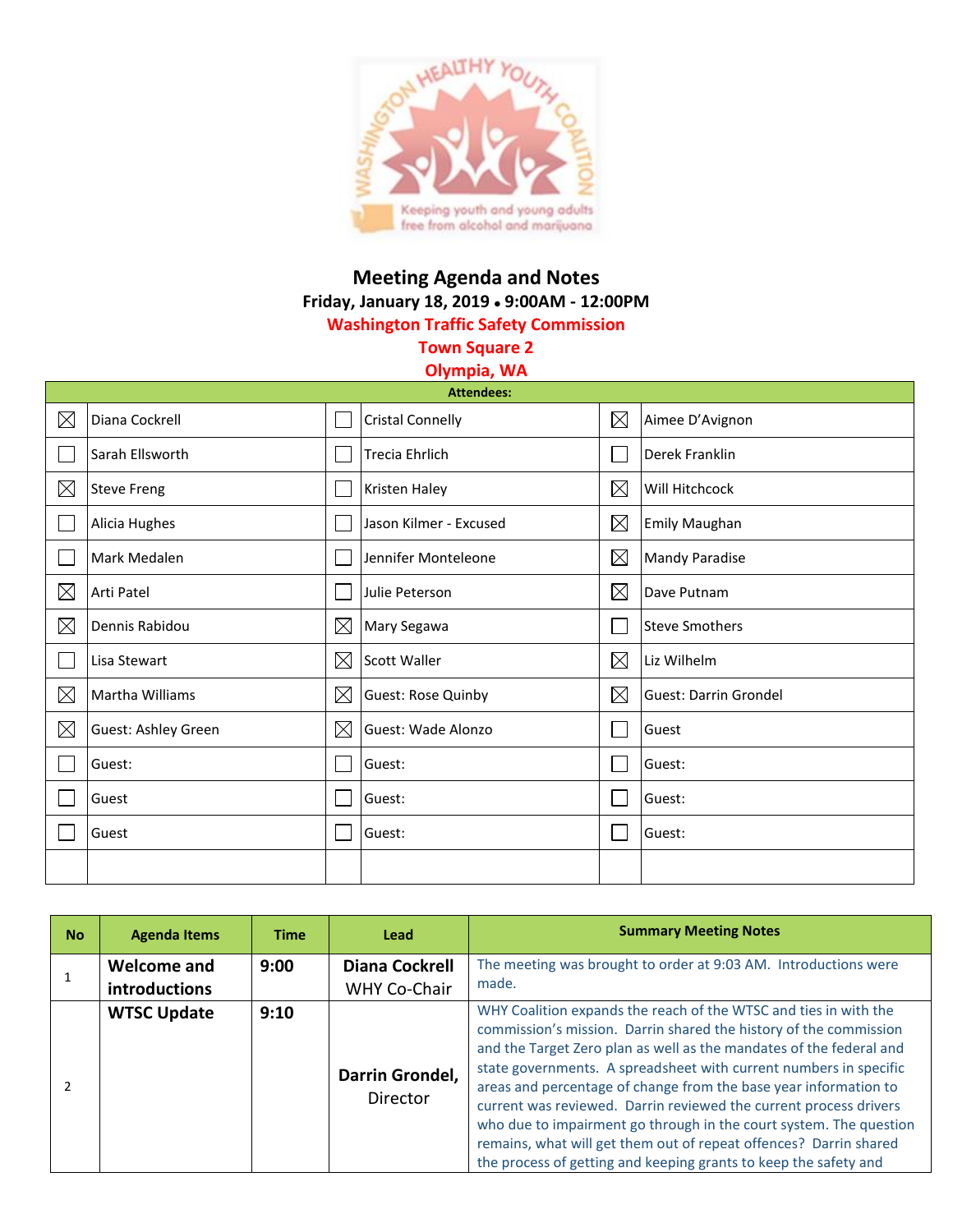# Meeting Agenda and Notes

**Friday, January 18, 2019 • 9:00AM - 12:00PM**

**Washington Traffic Safety Commission**

**Town Square 2**

**Olympia, WA**

| Attendees: | | | | | |
|---|---|---|---|---|---|
| ☒ | Diana Cockrell | ☐ | Cristal Connelly | ☒ | Aimee D'Avignon |
| ☐ | Sarah Ellsworth | ☐ | Trecia Ehrlich | ☐ | Derek Franklin |
| ☒ | Steve Freng | ☐ | Kristen Haley | ☒ | Will Hitchcock |
| ☐ | Alicia Hughes | ☐ | Jason Kilmer - Excused | ☒ | Emily Maughan |
| ☐ | Mark Medalen | ☐ | Jennifer Monteleone | ☒ | Mandy Paradise |
| ☒ | Arti Patel | ☐ | Julie Peterson | ☒ | Dave Putnam |
| ☒ | Dennis Rabidou | ☒ | Mary Segawa | ☐ | Steve Smothers |
| ☐ | Lisa Stewart | ☒ | Scott Waller | ☒ | Liz Wilhelm |
| ☒ | Martha Williams | ☒ | Guest: Rose Quinby | ☒ | Guest: Darrin Grondel |
| ☒ | Guest: Ashley Green | ☒ | Guest: Wade Alonzo | ☐ | Guest |
| ☐ | Guest: | ☐ | Guest: | ☐ | Guest: |
| ☐ | Guest | ☐ | Guest: | ☐ | Guest: |
| ☐ | Guest | ☐ | Guest: | ☐ | Guest: |
| | | | | | |

| No | Agenda Items | Time | Lead | Summary Meeting Notes |
|---|---|---|---|---|
| 1 | **Welcome and introductions** | **9:00** | **Diana Cockrell** WHY Co-Chair | The meeting was brought to order at 9:03 AM. Introductions were made. |
| 2 | **WTSC Update** | **9:10** | **Darrin Grondel,** Director | WHY Coalition expands the reach of the WTSC and ties in with the commission's mission. Darrin shared the history of the commission and the Target Zero plan as well as the mandates of the federal and state governments. A spreadsheet with current numbers in specific areas and percentage of change from the base year information to current was reviewed. Darrin reviewed the current process drivers who due to impairment go through in the court system. The question remains, what will get them out of repeat offences? Darrin shared the process of getting and keeping grants to keep the safety and |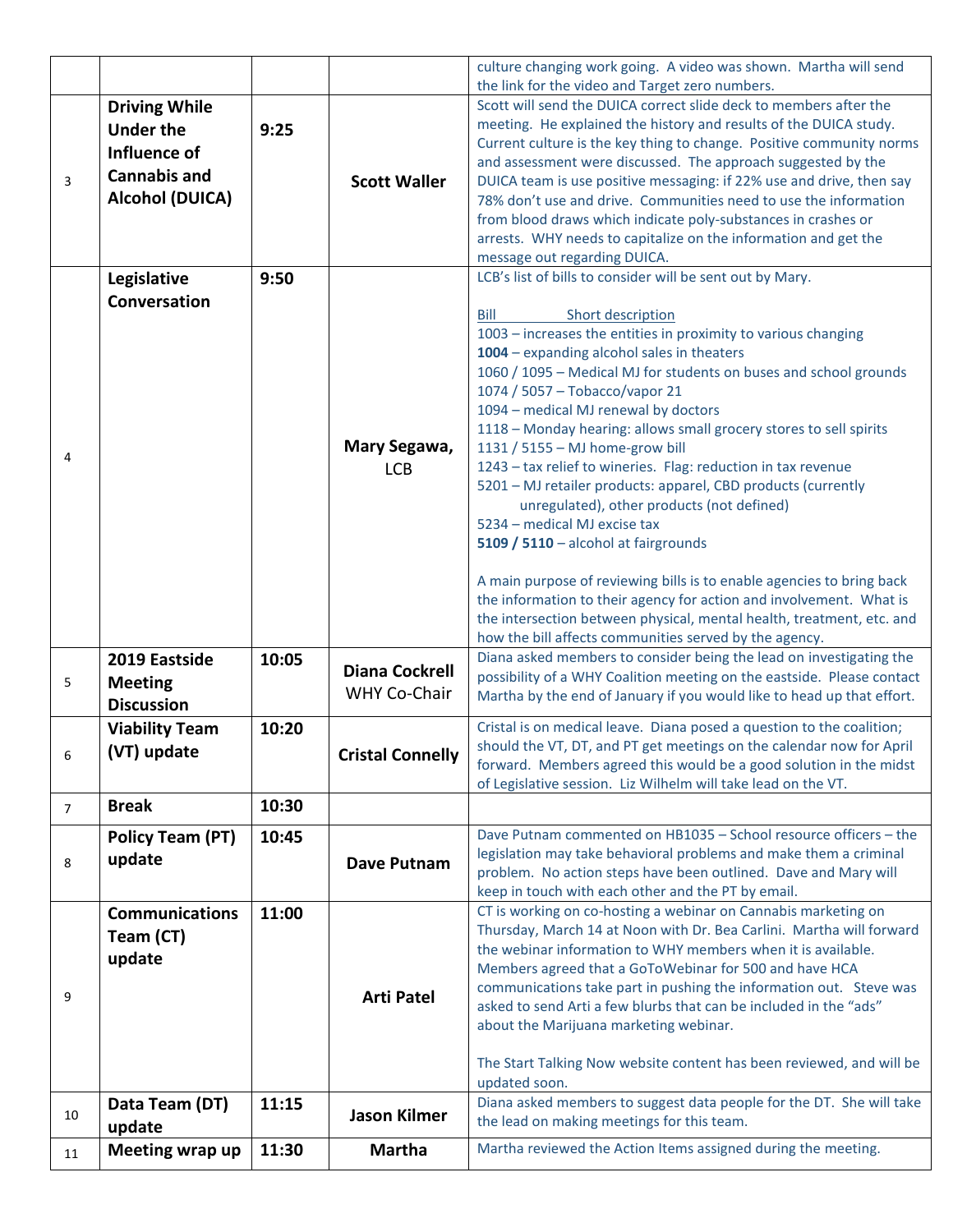| | | | | |
|---|---|---|---|---|
| | | | | culture changing work going. A video was shown. Martha will send the link for the video and Target zero numbers. |
| 3 | **Driving While Under the Influence of Cannabis and Alcohol (DUICA)** | **9:25** | **Scott Waller** | Scott will send the DUICA correct slide deck to members after the meeting. He explained the history and results of the DUICA study. Current culture is the key thing to change. Positive community norms and assessment were discussed. The approach suggested by the DUICA team is use positive messaging: if 22% use and drive, then say 78% don't use and drive. Communities need to use the information from blood draws which indicate poly-substances in crashes or arrests. WHY needs to capitalize on the information and get the message out regarding DUICA. |
| 4 | **Legislative Conversation** | **9:50** | **Mary Segawa,** LCB | LCB's list of bills to consider will be sent out by Mary.<br><br><u>Bill Short description</u><br>1003 – increases the entities in proximity to various changing<br>**1004** – expanding alcohol sales in theaters<br>1060 / 1095 – Medical MJ for students on buses and school grounds<br>1074 / 5057 – Tobacco/vapor 21<br>1094 – medical MJ renewal by doctors<br>1118 – Monday hearing: allows small grocery stores to sell spirits<br>1131 / 5155 – MJ home-grow bill<br>1243 – tax relief to wineries. Flag: reduction in tax revenue<br>5201 – MJ retailer products: apparel, CBD products (currently unregulated), other products (not defined)<br>5234 – medical MJ excise tax<br>**5109 / 5110** – alcohol at fairgrounds<br><br>A main purpose of reviewing bills is to enable agencies to bring back the information to their agency for action and involvement. What is the intersection between physical, mental health, treatment, etc. and how the bill affects communities served by the agency. |
| 5 | **2019 Eastside Meeting Discussion** | **10:05** | **Diana Cockrell** WHY Co-Chair | Diana asked members to consider being the lead on investigating the possibility of a WHY Coalition meeting on the eastside. Please contact Martha by the end of January if you would like to head up that effort. |
| 6 | **Viability Team (VT) update** | **10:20** | **Cristal Connelly** | Cristal is on medical leave. Diana posed a question to the coalition; should the VT, DT, and PT get meetings on the calendar now for April forward. Members agreed this would be a good solution in the midst of Legislative session. Liz Wilhelm will take lead on the VT. |
| 7 | **Break** | **10:30** | | |
| 8 | **Policy Team (PT) update** | **10:45** | **Dave Putnam** | Dave Putnam commented on HB1035 – School resource officers – the legislation may take behavioral problems and make them a criminal problem. No action steps have been outlined. Dave and Mary will keep in touch with each other and the PT by email. |
| 9 | **Communications Team (CT) update** | **11:00** | **Arti Patel** | CT is working on co-hosting a webinar on Cannabis marketing on Thursday, March 14 at Noon with Dr. Bea Carlini. Martha will forward the webinar information to WHY members when it is available. Members agreed that a GoToWebinar for 500 and have HCA communications take part in pushing the information out. Steve was asked to send Arti a few blurbs that can be included in the "ads" about the Marijuana marketing webinar.<br><br>The Start Talking Now website content has been reviewed, and will be updated soon. |
| 10 | **Data Team (DT) update** | **11:15** | **Jason Kilmer** | Diana asked members to suggest data people for the DT. She will take the lead on making meetings for this team. |
| 11 | **Meeting wrap up** | **11:30** | **Martha** | Martha reviewed the Action Items assigned during the meeting. |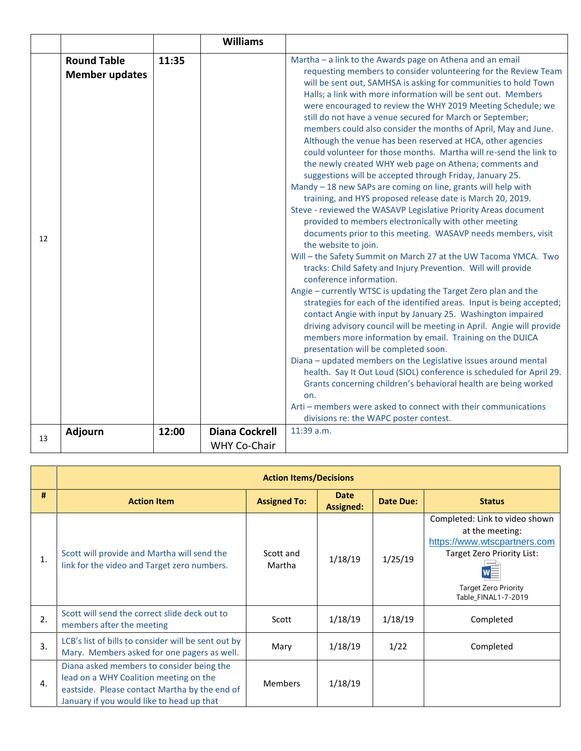| | | | Williams | |
|---|---|---|---|---|
| 12 | **Round Table Member updates** | **11:35** | | Martha – a link to the Awards page on Athena and an email requesting members to consider volunteering for the Review Team will be sent out, SAMHSA is asking for communities to hold Town Halls; a link with more information will be sent out. Members were encouraged to review the WHY 2019 Meeting Schedule; we still do not have a venue secured for March or September; members could also consider the months of April, May and June. Although the venue has been reserved at HCA, other agencies could volunteer for those months. Martha will re-send the link to the newly created WHY web page on Athena; comments and suggestions will be accepted through Friday, January 25.<br>Mandy – 18 new SAPs are coming on line, grants will help with training, and HYS proposed release date is March 20, 2019.<br>Steve - reviewed the WASAVP Legislative Priority Areas document provided to members electronically with other meeting documents prior to this meeting. WASAVP needs members, visit the website to join.<br>Will – the Safety Summit on March 27 at the UW Tacoma YMCA. Two tracks: Child Safety and Injury Prevention. Will will provide conference information.<br>Angie – currently WTSC is updating the Target Zero plan and the strategies for each of the identified areas. Input is being accepted; contact Angie with input by January 25. Washington impaired driving advisory council will be meeting in April. Angie will provide members more information by email. Training on the DUICA presentation will be completed soon.<br>Diana – updated members on the Legislative issues around mental health. Say It Out Loud (SIOL) conference is scheduled for April 29. Grants concerning children's behavioral health are being worked on.<br>Arti – members were asked to connect with their communications divisions re: the WAPC poster contest. |
| 13 | **Adjourn** | **12:00** | **Diana Cockrell** WHY Co-Chair | 11:39 a.m. |

| | **Action Items/Decisions** | | | | |
|---|---|---|---|---|---|
| **#** | **Action Item** | **Assigned To:** | **Date Assigned:** | **Date Due:** | **Status** |
| 1. | Scott will provide and Martha will send the link for the video and Target zero numbers. | Scott and Martha | 1/18/19 | 1/25/19 | Completed: Link to video shown at the meeting: https://www.wtscpartners.com Target Zero Priority List: Target Zero Priority Table_FINAL1-7-2019 |
| 2. | Scott will send the correct slide deck out to members after the meeting | Scott | 1/18/19 | 1/18/19 | Completed |
| 3. | LCB's list of bills to consider will be sent out by Mary. Members asked for one pagers as well. | Mary | 1/18/19 | 1/22 | Completed |
| 4. | Diana asked members to consider being the lead on a WHY Coalition meeting on the eastside. Please contact Martha by the end of January if you would like to head up that | Members | 1/18/19 | | |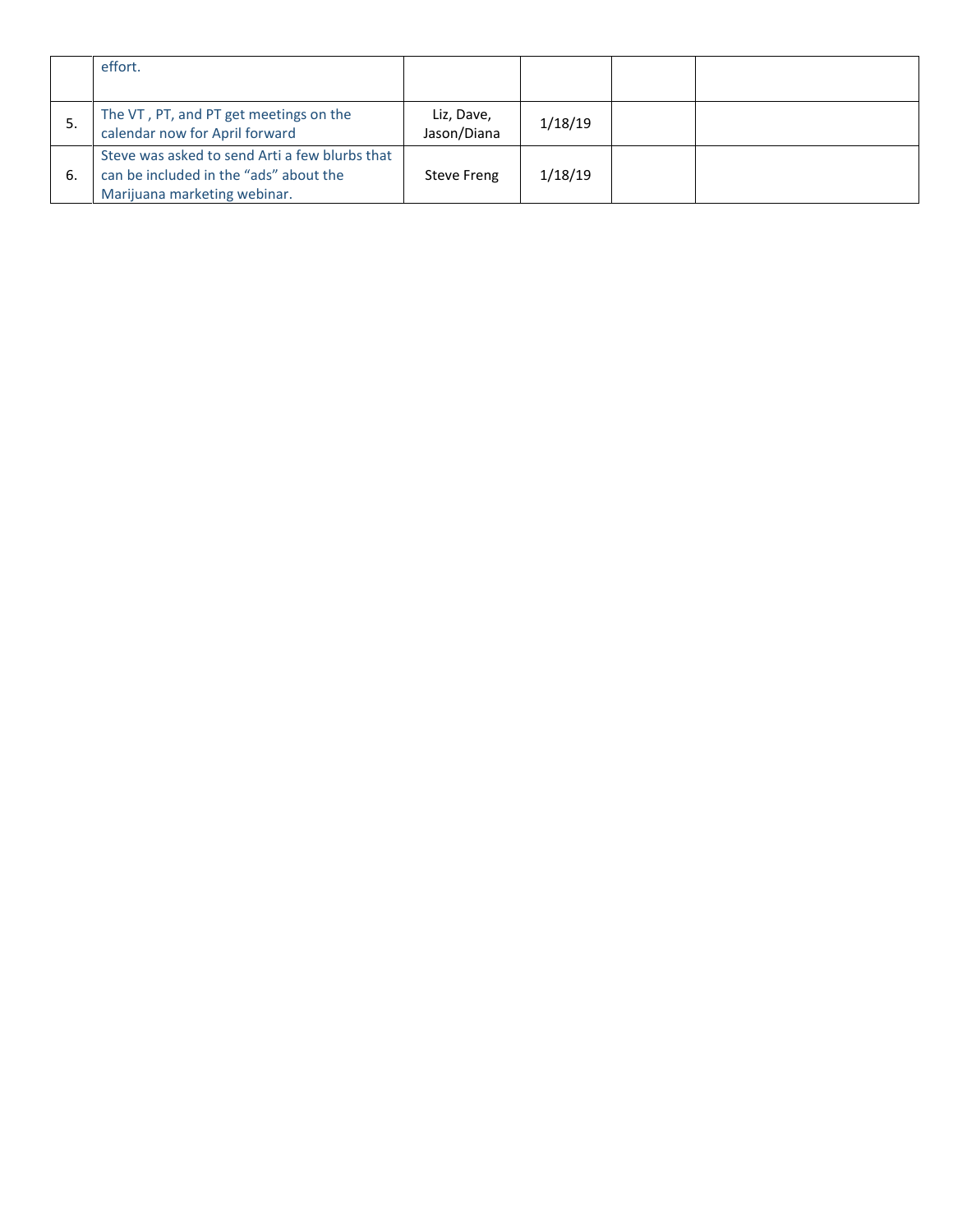| | | | | | |
|---|---|---|---|---|---|
| | effort. | | | | |
| 5. | The VT , PT, and PT get meetings on the calendar now for April forward | Liz, Dave, Jason/Diana | 1/18/19 | | |
| 6. | Steve was asked to send Arti a few blurbs that can be included in the “ads” about the Marijuana marketing webinar. | Steve Freng | 1/18/19 | | |